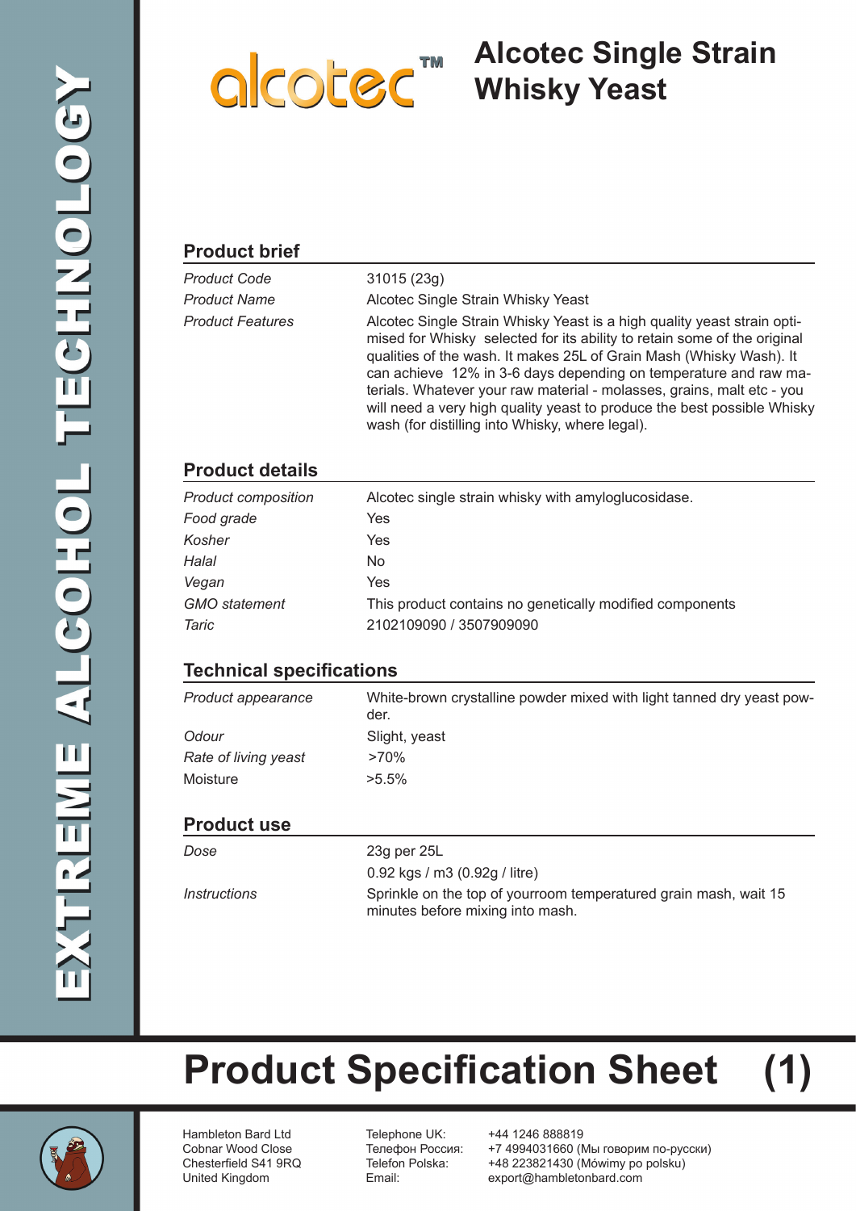# Alcotec Single Strain Whisky Yeast

alcotec™

EXTREME ALCOHOL TECHNOLOGY

## Product brief

| | |
|---|---|
| *Product Code* | 31015 (23g) |
| *Product Name* | Alcotec Single Strain Whisky Yeast |
| *Product Features* | Alcotec Single Strain Whisky Yeast is a high quality yeast strain optimised for Whisky selected for its ability to retain some of the original qualities of the wash. It makes 25L of Grain Mash (Whisky Wash). It can achieve 12% in 3-6 days depending on temperature and raw materials. Whatever your raw material - molasses, grains, malt etc - you will need a very high quality yeast to produce the best possible Whisky wash (for distilling into Whisky, where legal). |

## Product details

| | |
|---|---|
| *Product composition* | Alcotec single strain whisky with amyloglucosidase. |
| *Food grade* | Yes |
| *Kosher* | Yes |
| *Halal* | No |
| *Vegan* | Yes |
| *GMO statement* | This product contains no genetically modified components |
| *Taric* | 2102109090 / 3507909090 |

## Technical specifications

| | |
|---|---|
| *Product appearance* | White-brown crystalline powder mixed with light tanned dry yeast powder. |
| *Odour* | Slight, yeast |
| *Rate of living yeast* | >70% |
| Moisture | >5.5% |

## Product use

| | |
|---|---|
| *Dose* | 23g per 25L<br>0.92 kgs / m3 (0.92g / litre) |
| *Instructions* | Sprinkle on the top of yourroom temperatured grain mash, wait 15 minutes before mixing into mash. |

# Product Specification Sheet (1)

Hambleton Bard Ltd
Cobnar Wood Close
Chesterfield S41 9RQ
United Kingdom

Telephone UK: +44 1246 888819
Телефон Россия: +7 4994031660 (Мы говорим по-русски)
Telefon Polska: +48 223821430 (Mówimy po polsku)
Email: export@hambletonbard.com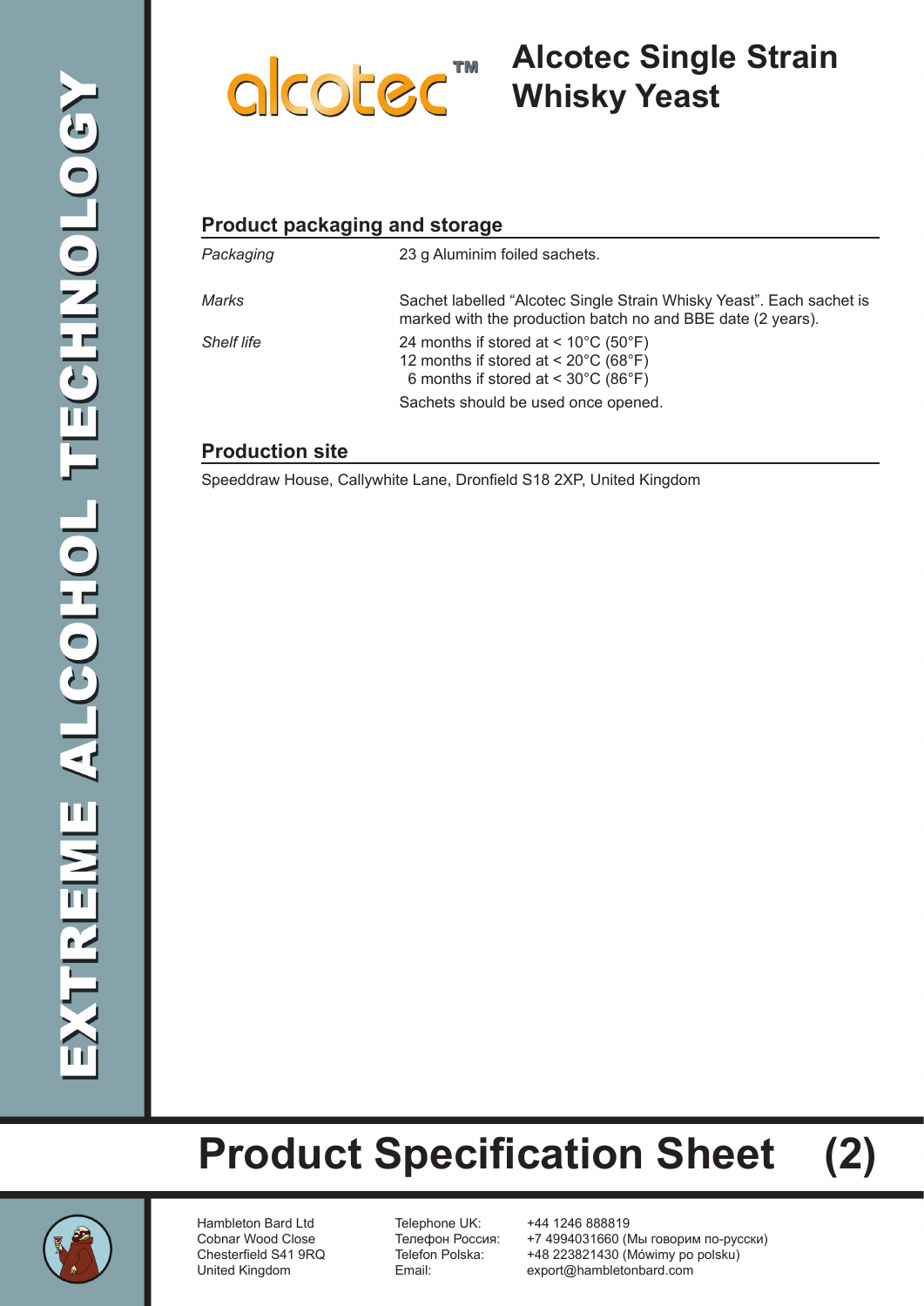# Alcotec Single Strain Whisky Yeast

## Product packaging and storage

| | |
|---|---|
| *Packaging* | 23 g Aluminim foiled sachets. |
| *Marks* | Sachet labelled “Alcotec Single Strain Whisky Yeast”. Each sachet is marked with the production batch no and BBE date (2 years). |
| *Shelf life* | 24 months if stored at < 10°C (50°F)<br>12 months if stored at < 20°C (68°F)<br>6 months if stored at < 30°C (86°F)<br>Sachets should be used once opened. |

## Production site

Speeddraw House, Callywhite Lane, Dronfield S18 2XP, United Kingdom

# Product Specification Sheet (2)

Hambleton Bard Ltd
Cobnar Wood Close
Chesterfield S41 9RQ
United Kingdom

Telephone UK: +44 1246 888819
Телефон Россия: +7 4994031660 (Мы говорим по-русски)
Telefon Polska: +48 223821430 (Mówimy po polsku)
Email: export@hambletonbard.com